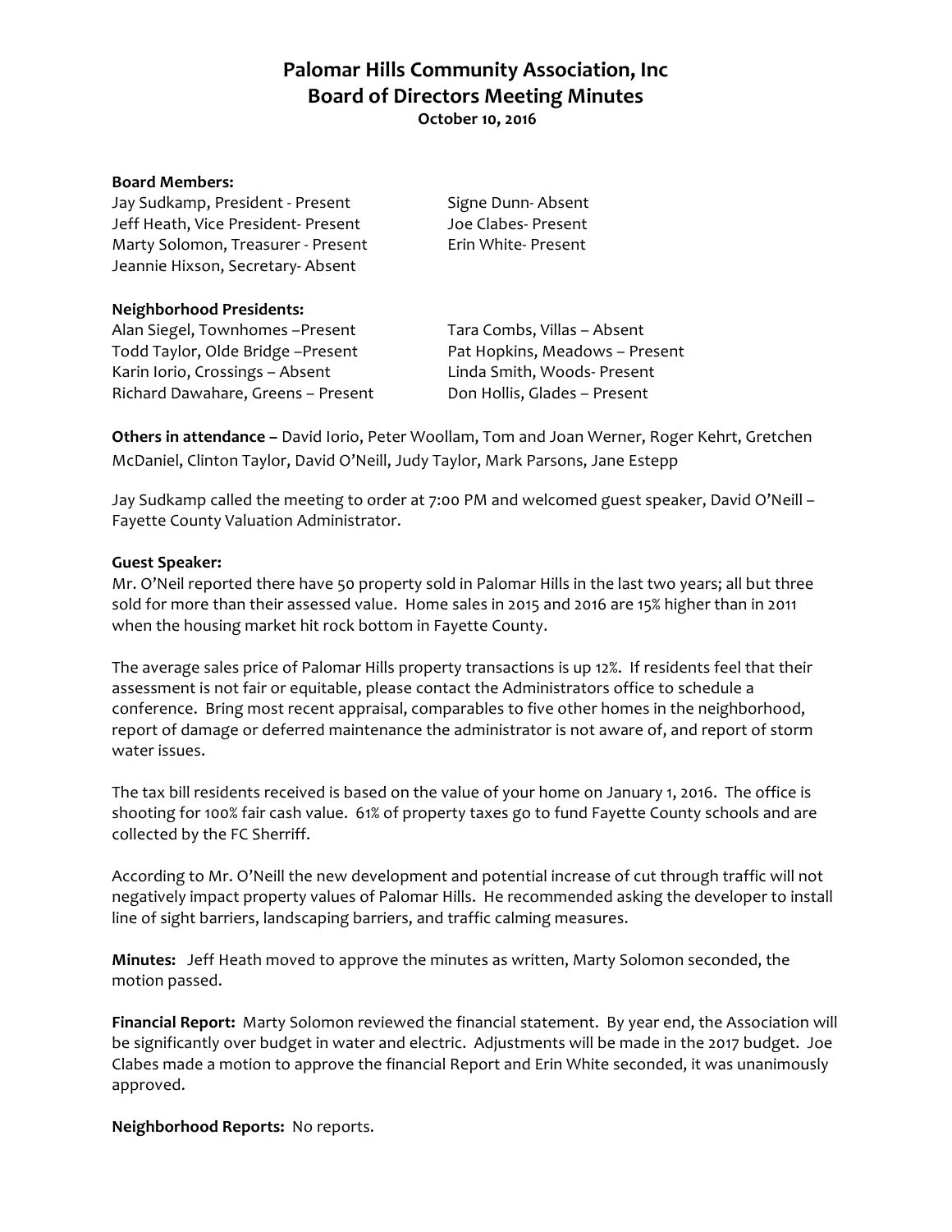# Palomar Hills Community Association, Inc
## Board of Directors Meeting Minutes
**October 10, 2016**

**Board Members:**

Jay Sudkamp, President - Present
Jeff Heath, Vice President- Present
Marty Solomon, Treasurer - Present
Jeannie Hixson, Secretary- Absent
Signe Dunn- Absent
Joe Clabes- Present
Erin White- Present

**Neighborhood Presidents:**

Alan Siegel, Townhomes –Present
Todd Taylor, Olde Bridge –Present
Karin Iorio, Crossings – Absent
Richard Dawahare, Greens – Present
Tara Combs, Villas – Absent
Pat Hopkins, Meadows – Present
Linda Smith, Woods- Present
Don Hollis, Glades – Present

**Others in attendance –** David Iorio, Peter Woollam, Tom and Joan Werner, Roger Kehrt, Gretchen McDaniel, Clinton Taylor, David O'Neill, Judy Taylor, Mark Parsons, Jane Estepp

Jay Sudkamp called the meeting to order at 7:00 PM and welcomed guest speaker, David O'Neill – Fayette County Valuation Administrator.

**Guest Speaker:**

Mr. O'Neil reported there have 50 property sold in Palomar Hills in the last two years; all but three sold for more than their assessed value. Home sales in 2015 and 2016 are 15% higher than in 2011 when the housing market hit rock bottom in Fayette County.

The average sales price of Palomar Hills property transactions is up 12%. If residents feel that their assessment is not fair or equitable, please contact the Administrators office to schedule a conference. Bring most recent appraisal, comparables to five other homes in the neighborhood, report of damage or deferred maintenance the administrator is not aware of, and report of storm water issues.

The tax bill residents received is based on the value of your home on January 1, 2016. The office is shooting for 100% fair cash value. 61% of property taxes go to fund Fayette County schools and are collected by the FC Sherriff.

According to Mr. O'Neill the new development and potential increase of cut through traffic will not negatively impact property values of Palomar Hills. He recommended asking the developer to install line of sight barriers, landscaping barriers, and traffic calming measures.

**Minutes:** Jeff Heath moved to approve the minutes as written, Marty Solomon seconded, the motion passed.

**Financial Report:** Marty Solomon reviewed the financial statement. By year end, the Association will be significantly over budget in water and electric. Adjustments will be made in the 2017 budget. Joe Clabes made a motion to approve the financial Report and Erin White seconded, it was unanimously approved.

**Neighborhood Reports:** No reports.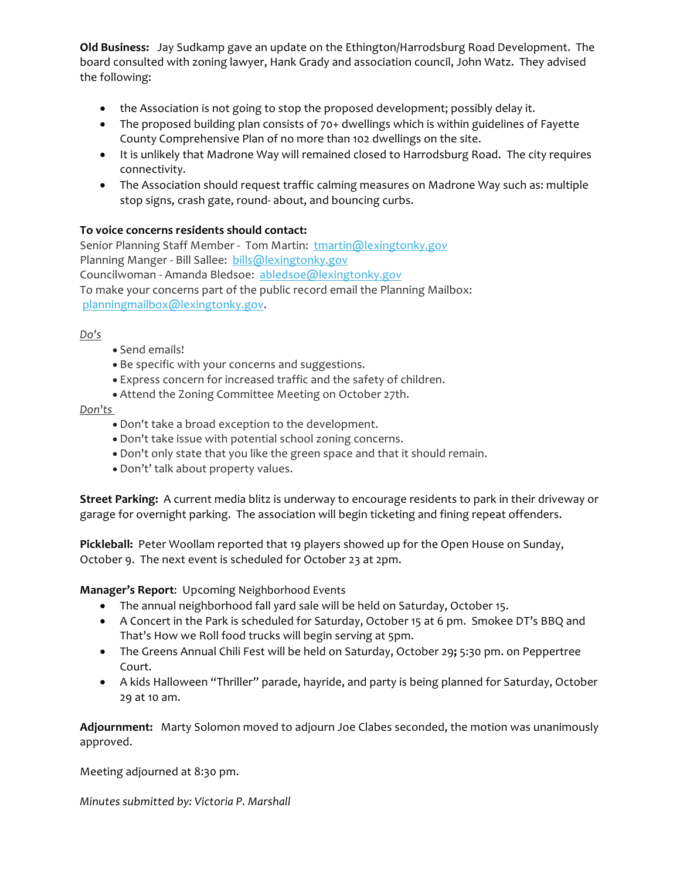**Old Business:** Jay Sudkamp gave an update on the Ethington/Harrodsburg Road Development. The board consulted with zoning lawyer, Hank Grady and association council, John Watz. They advised the following:

- the Association is not going to stop the proposed development; possibly delay it.
- The proposed building plan consists of 70+ dwellings which is within guidelines of Fayette County Comprehensive Plan of no more than 102 dwellings on the site.
- It is unlikely that Madrone Way will remained closed to Harrodsburg Road. The city requires connectivity.
- The Association should request traffic calming measures on Madrone Way such as: multiple stop signs, crash gate, round- about, and bouncing curbs.

**To voice concerns residents should contact:**
Senior Planning Staff Member - Tom Martin: tmartin@lexingtonky.gov
Planning Manger - Bill Sallee: bills@lexingtonky.gov
Councilwoman - Amanda Bledsoe: abledsoe@lexingtonky.gov
To make your concerns part of the public record email the Planning Mailbox: planningmailbox@lexingtonky.gov.

*Do's*

- Send emails!
- Be specific with your concerns and suggestions.
- Express concern for increased traffic and the safety of children.
- Attend the Zoning Committee Meeting on October 27th.

*Don'ts*

- Don't take a broad exception to the development.
- Don't take issue with potential school zoning concerns.
- Don't only state that you like the green space and that it should remain.
- Don't' talk about property values.

**Street Parking:** A current media blitz is underway to encourage residents to park in their driveway or garage for overnight parking. The association will begin ticketing and fining repeat offenders.

**Pickleball:** Peter Woollam reported that 19 players showed up for the Open House on Sunday, October 9. The next event is scheduled for October 23 at 2pm.

**Manager's Report**: Upcoming Neighborhood Events

- The annual neighborhood fall yard sale will be held on Saturday, October 15.
- A Concert in the Park is scheduled for Saturday, October 15 at 6 pm. Smokee DT's BBQ and That's How we Roll food trucks will begin serving at 5pm.
- The Greens Annual Chili Fest will be held on Saturday, October 29**;** 5:30 pm. on Peppertree Court.
- A kids Halloween "Thriller" parade, hayride, and party is being planned for Saturday, October 29 at 10 am.

**Adjournment:** Marty Solomon moved to adjourn Joe Clabes seconded, the motion was unanimously approved.

Meeting adjourned at 8:30 pm.

*Minutes submitted by: Victoria P. Marshall*